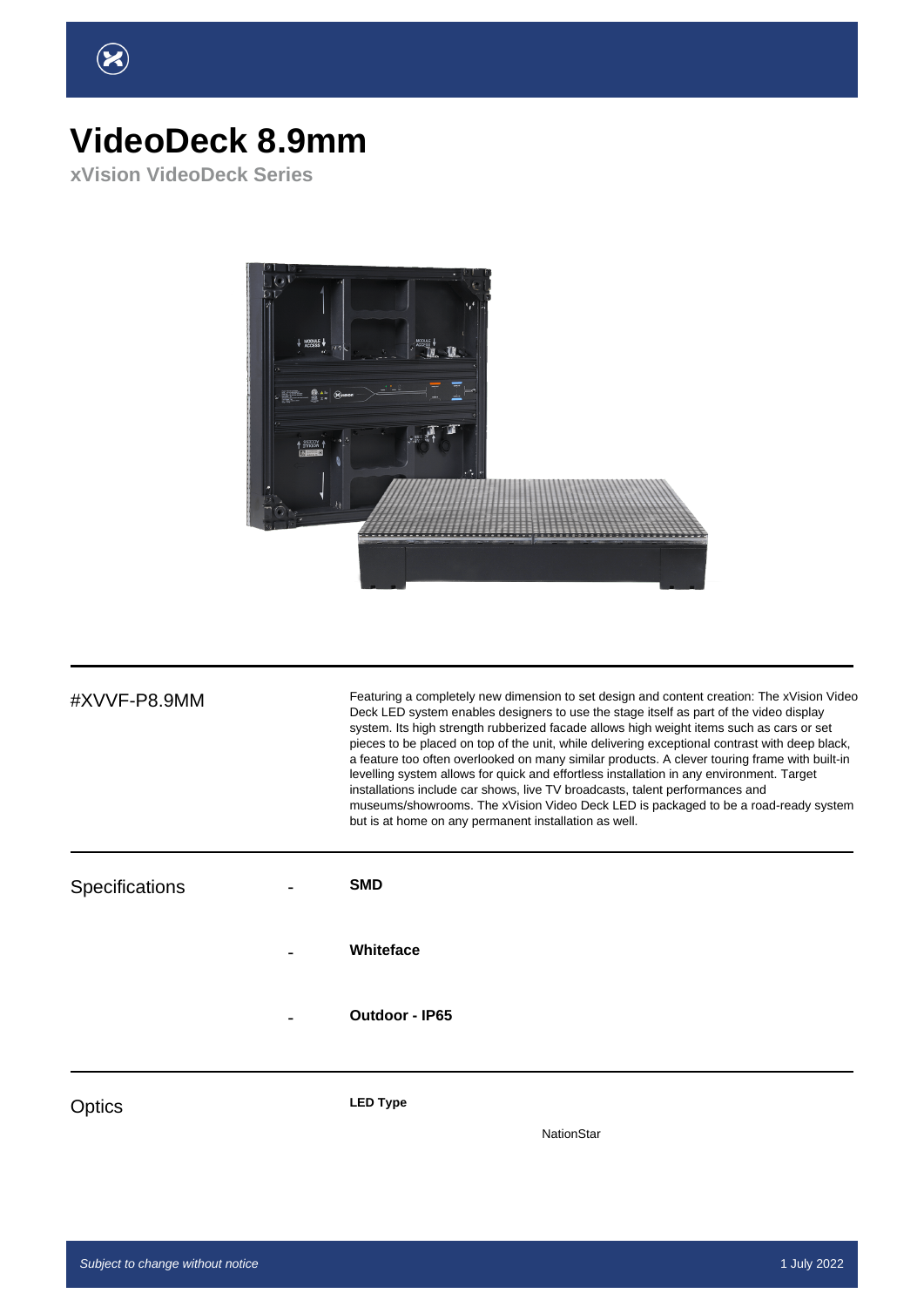# VideoDeck 8.9mm

## xVision VideoDeck Series

#XVVF-P8.9MM

Featuring a completely new dimension to set design and content creation: The xVision Video Deck LED system enables designers to use the stage itself as part of the video display system. Its high strength rubberized facade allows high weight items such as cars or set pieces to be placed on top of the unit, while delivering exceptional contrast with deep black, a feature too often overlooked on many similar products. A clever touring frame with built-in levelling system allows for quick and effortless installation in any environment. Target installations include car shows, live TV broadcasts, talent performances and museums/showrooms. The xVision Video Deck LED is packaged to be a road-ready system but is at home on any permanent installation as well.

## Specifications

- **SMD**
- **Whiteface**
- **Outdoor - IP65**

## Optics

**LED Type**

NationStar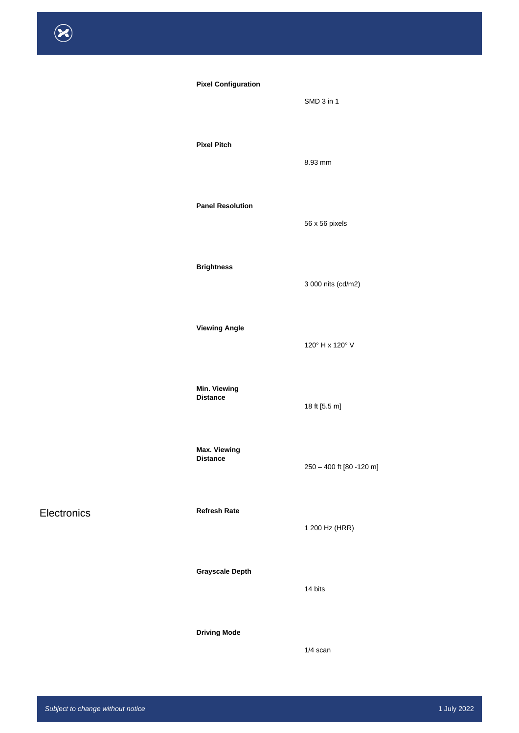| | | |
|---|---|---|
| | **Pixel Configuration** | SMD 3 in 1 |
| | **Pixel Pitch** | 8.93 mm |
| | **Panel Resolution** | 56 x 56 pixels |
| | **Brightness** | 3 000 nits (cd/m2) |
| | **Viewing Angle** | 120° H x 120° V |
| | **Min. Viewing Distance** | 18 ft [5.5 m] |
| | **Max. Viewing Distance** | 250 – 400 ft [80 -120 m] |
| Electronics | **Refresh Rate** | 1 200 Hz (HRR) |
| | **Grayscale Depth** | 14 bits |
| | **Driving Mode** | 1/4 scan |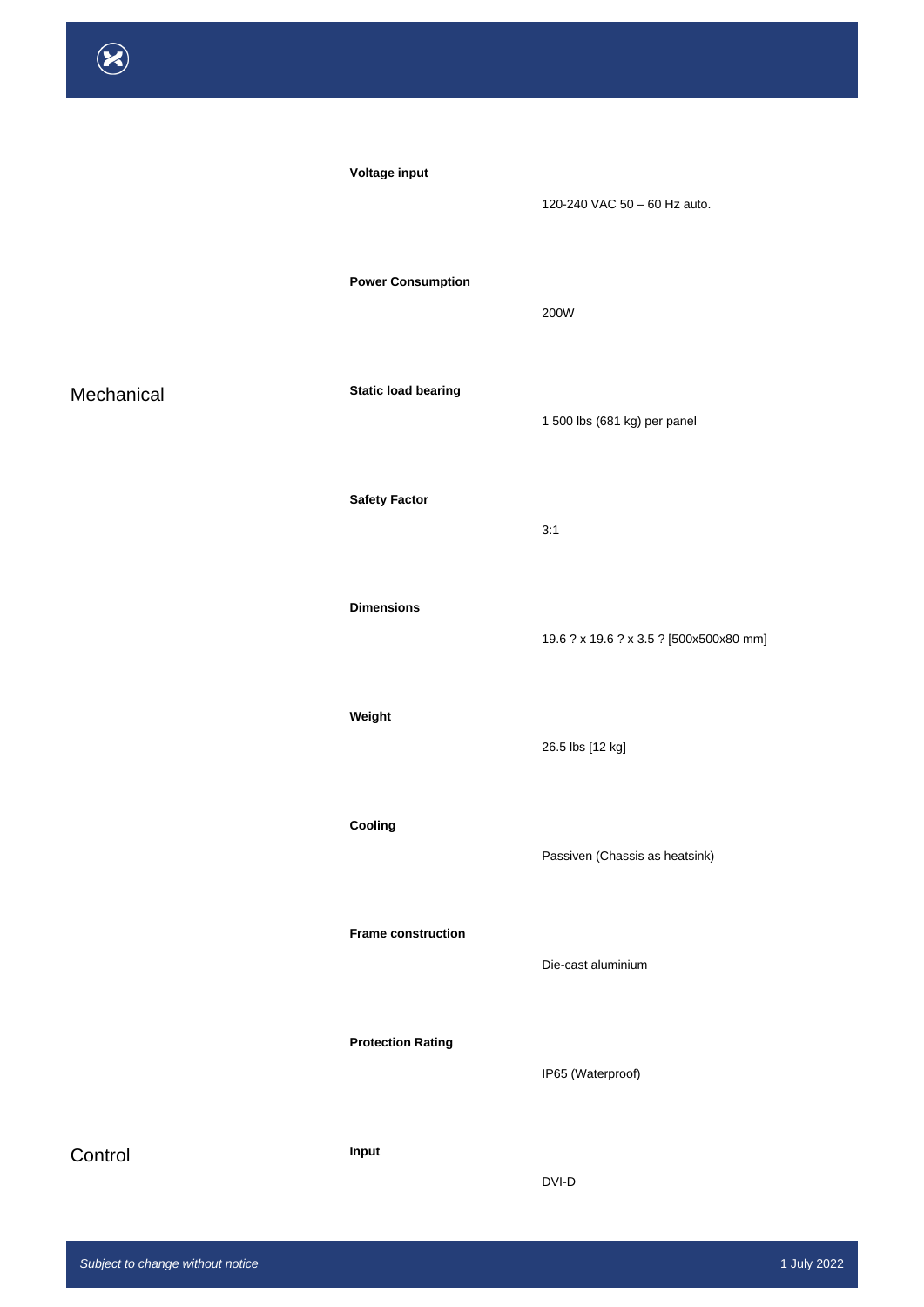**Voltage input**

120-240 VAC 50 – 60 Hz auto.

**Power Consumption**

200W

## Mechanical

**Static load bearing**

1 500 lbs (681 kg) per panel

**Safety Factor**

3:1

**Dimensions**

19.6 ? x 19.6 ? x 3.5 ? [500x500x80 mm]

**Weight**

26.5 lbs [12 kg]

**Cooling**

Passiven (Chassis as heatsink)

**Frame construction**

Die-cast aluminium

**Protection Rating**

IP65 (Waterproof)

## Control

**Input**

DVI-D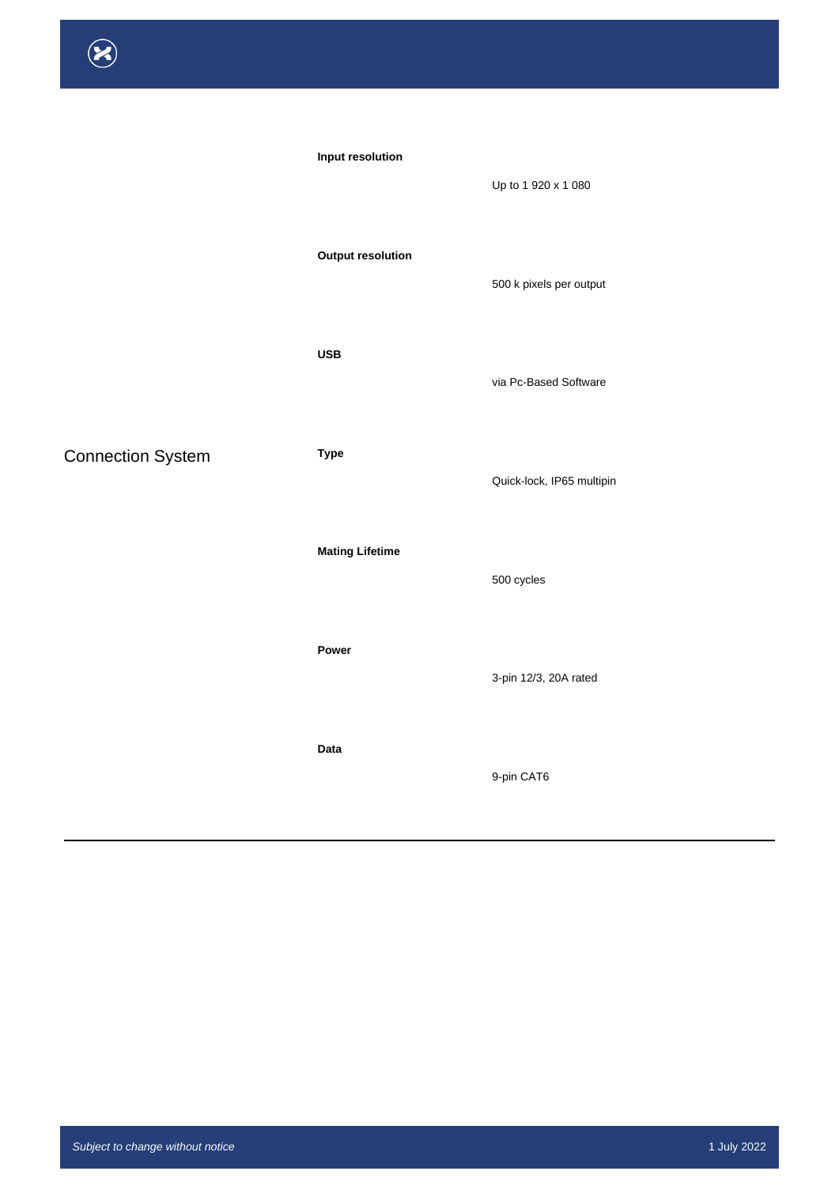| | | |
|---|---|---|
| | **Input resolution** | Up to 1 920 x 1 080 |
| | **Output resolution** | 500 k pixels per output |
| | **USB** | via Pc-Based Software |
| Connection System | **Type** | Quick-lock, IP65 multipin |
| | **Mating Lifetime** | 500 cycles |
| | **Power** | 3-pin 12/3, 20A rated |
| | **Data** | 9-pin CAT6 |

*Subject to change without notice*

1 July 2022